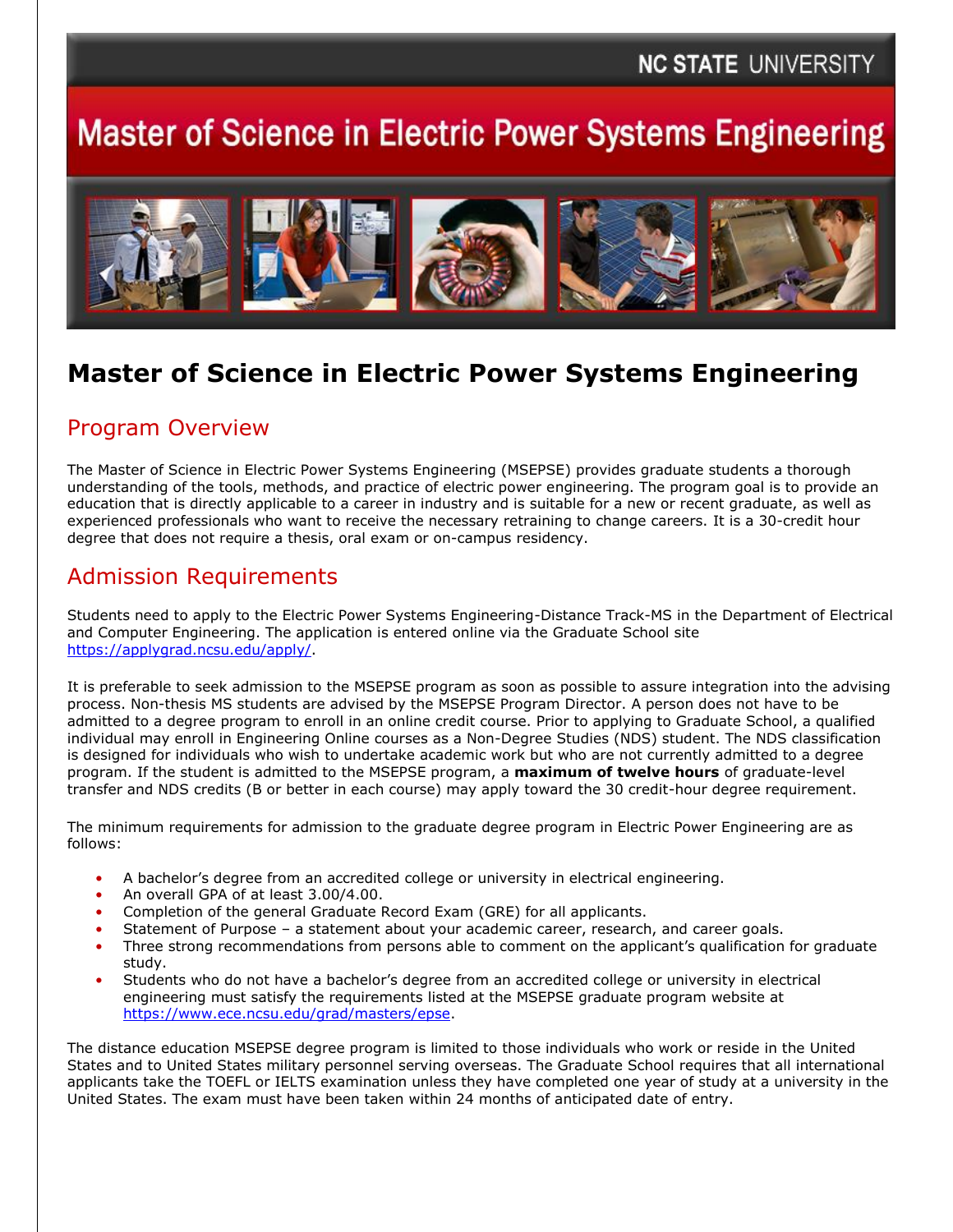NC STATE UNIVERSITY

# Master of Science in Electric Power Systems Engineering

# Master of Science in Electric Power Systems Engineering

## Program Overview

The Master of Science in Electric Power Systems Engineering (MSEPSE) provides graduate students a thorough understanding of the tools, methods, and practice of electric power engineering. The program goal is to provide an education that is directly applicable to a career in industry and is suitable for a new or recent graduate, as well as experienced professionals who want to receive the necessary retraining to change careers. It is a 30-credit hour degree that does not require a thesis, oral exam or on-campus residency.

## Admission Requirements

Students need to apply to the Electric Power Systems Engineering-Distance Track-MS in the Department of Electrical and Computer Engineering. The application is entered online via the Graduate School site https://applygrad.ncsu.edu/apply/.

It is preferable to seek admission to the MSEPSE program as soon as possible to assure integration into the advising process. Non-thesis MS students are advised by the MSEPSE Program Director. A person does not have to be admitted to a degree program to enroll in an online credit course. Prior to applying to Graduate School, a qualified individual may enroll in Engineering Online courses as a Non-Degree Studies (NDS) student. The NDS classification is designed for individuals who wish to undertake academic work but who are not currently admitted to a degree program. If the student is admitted to the MSEPSE program, a **maximum of twelve hours** of graduate-level transfer and NDS credits (B or better in each course) may apply toward the 30 credit-hour degree requirement.

The minimum requirements for admission to the graduate degree program in Electric Power Engineering are as follows:

- A bachelor's degree from an accredited college or university in electrical engineering.
- An overall GPA of at least 3.00/4.00.
- Completion of the general Graduate Record Exam (GRE) for all applicants.
- Statement of Purpose – a statement about your academic career, research, and career goals.
- Three strong recommendations from persons able to comment on the applicant's qualification for graduate study.
- Students who do not have a bachelor's degree from an accredited college or university in electrical engineering must satisfy the requirements listed at the MSEPSE graduate program website at https://www.ece.ncsu.edu/grad/masters/epse.

The distance education MSEPSE degree program is limited to those individuals who work or reside in the United States and to United States military personnel serving overseas. The Graduate School requires that all international applicants take the TOEFL or IELTS examination unless they have completed one year of study at a university in the United States. The exam must have been taken within 24 months of anticipated date of entry.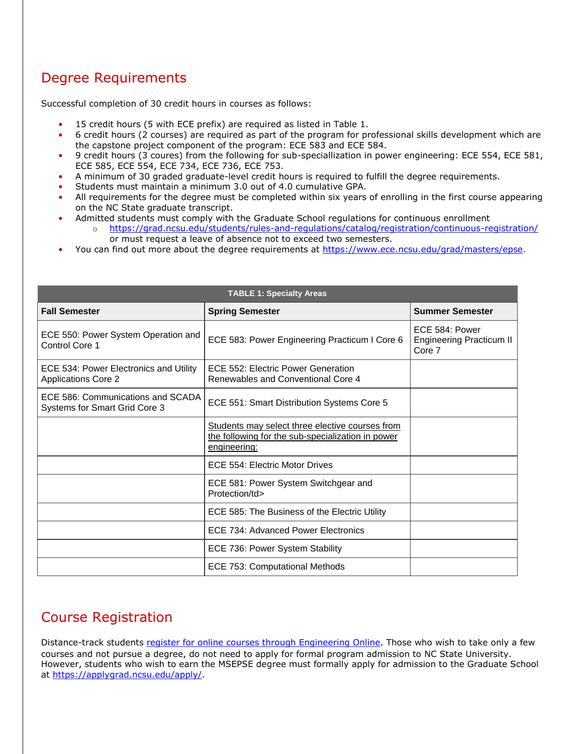## Degree Requirements

Successful completion of 30 credit hours in courses as follows:

- 15 credit hours (5 with ECE prefix) are required as listed in Table 1.
- 6 credit hours (2 courses) are required as part of the program for professional skills development which are the capstone project component of the program: ECE 583 and ECE 584.
- 9 credit hours (3 coures) from the following for sub-speciallization in power engineering: ECE 554, ECE 581, ECE 585, ECE 554, ECE 734, ECE 736, ECE 753.
- A minimum of 30 graded graduate-level credit hours is required to fulfill the degree requirements.
- Students must maintain a minimum 3.0 out of 4.0 cumulative GPA.
- All requirements for the degree must be completed within six years of enrolling in the first course appearing on the NC State graduate transcript.
- Admitted students must comply with the Graduate School regulations for continuous enrollment
  - [https://grad.ncsu.edu/students/rules-and-regulations/catalog/registration/continuous-registration/](https://grad.ncsu.edu/students/rules-and-regulations/catalog/registration/continuous-registration/) or must request a leave of absence not to exceed two semesters.
- You can find out more about the degree requirements at [https://www.ece.ncsu.edu/grad/masters/epse](https://www.ece.ncsu.edu/grad/masters/epse).

**TABLE 1: Specialty Areas**

| Fall Semester | Spring Semester | Summer Semester |
|---|---|---|
| ECE 550: Power System Operation and Control Core 1 | ECE 583: Power Engineering Practicum I Core 6 | ECE 584: Power Engineering Practicum II Core 7 |
| ECE 534: Power Electronics and Utility Applications Core 2 | ECE 552: Electric Power Generation Renewables and Conventional Core 4 | |
| ECE 586: Communications and SCADA Systems for Smart Grid Core 3 | ECE 551: Smart Distribution Systems Core 5 | |
| | Students may select three elective courses from the following for the sub-specialization in power engineering: | |
| | ECE 554: Electric Motor Drives | |
| | ECE 581: Power System Switchgear and Protection/td> | |
| | ECE 585: The Business of the Electric Utility | |
| | ECE 734: Advanced Power Electronics | |
| | ECE 736: Power System Stability | |
| | ECE 753: Computational Methods | |

## Course Registration

Distance-track students [register for online courses through Engineering Online](). Those who wish to take only a few courses and not pursue a degree, do not need to apply for formal program admission to NC State University. However, students who wish to earn the MSEPSE degree must formally apply for admission to the Graduate School at [https://applygrad.ncsu.edu/apply/](https://applygrad.ncsu.edu/apply/).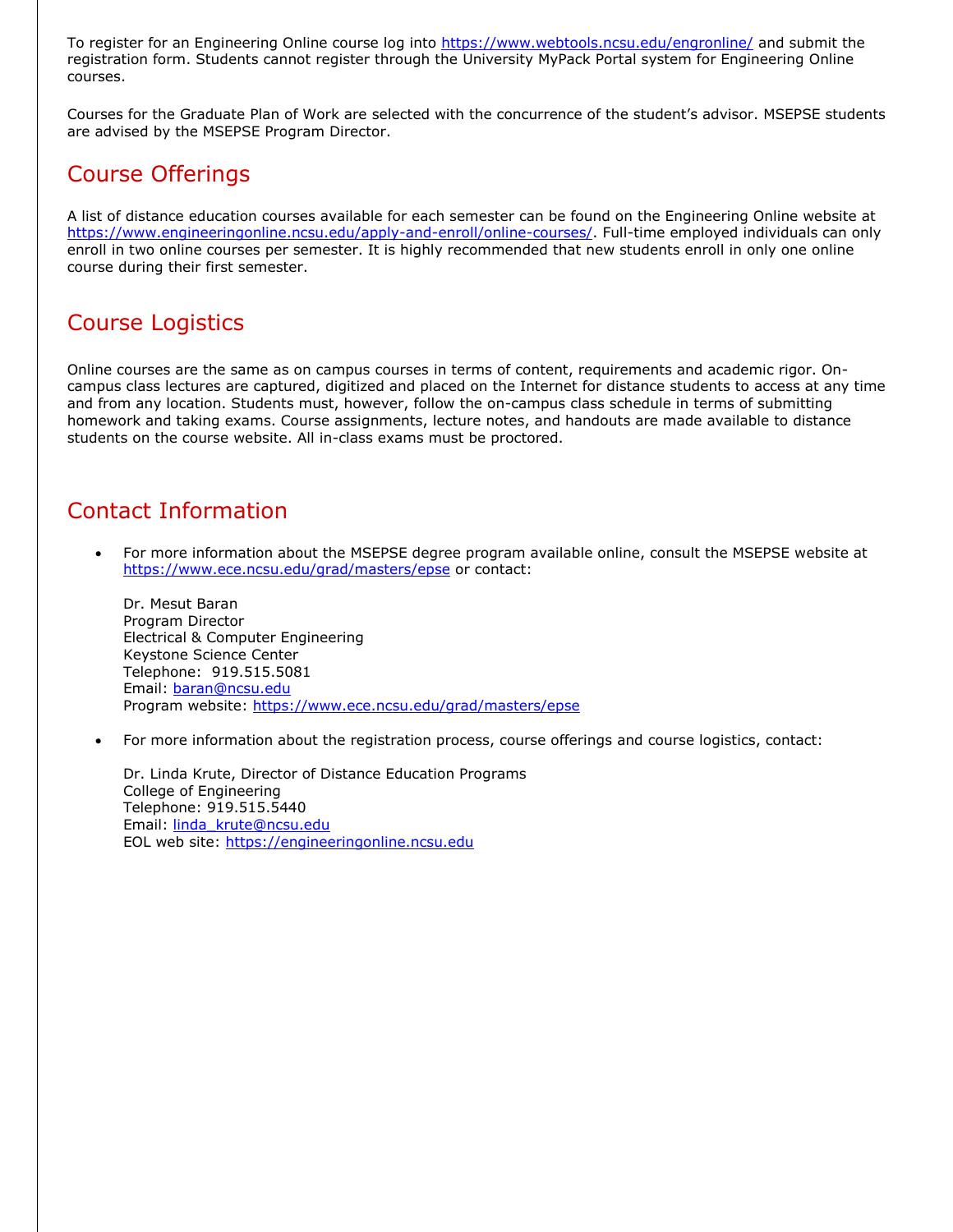To register for an Engineering Online course log into https://www.webtools.ncsu.edu/engronline/ and submit the registration form. Students cannot register through the University MyPack Portal system for Engineering Online courses.

Courses for the Graduate Plan of Work are selected with the concurrence of the student's advisor. MSEPSE students are advised by the MSEPSE Program Director.

## Course Offerings

A list of distance education courses available for each semester can be found on the Engineering Online website at https://www.engineeringonline.ncsu.edu/apply-and-enroll/online-courses/. Full-time employed individuals can only enroll in two online courses per semester. It is highly recommended that new students enroll in only one online course during their first semester.

## Course Logistics

Online courses are the same as on campus courses in terms of content, requirements and academic rigor. On-campus class lectures are captured, digitized and placed on the Internet for distance students to access at any time and from any location. Students must, however, follow the on-campus class schedule in terms of submitting homework and taking exams. Course assignments, lecture notes, and handouts are made available to distance students on the course website. All in-class exams must be proctored.

## Contact Information

- For more information about the MSEPSE degree program available online, consult the MSEPSE website at https://www.ece.ncsu.edu/grad/masters/epse or contact:

  Dr. Mesut Baran
  Program Director
  Electrical & Computer Engineering
  Keystone Science Center
  Telephone: 919.515.5081
  Email: baran@ncsu.edu
  Program website: https://www.ece.ncsu.edu/grad/masters/epse

- For more information about the registration process, course offerings and course logistics, contact:

  Dr. Linda Krute, Director of Distance Education Programs
  College of Engineering
  Telephone: 919.515.5440
  Email: linda_krute@ncsu.edu
  EOL web site: https://engineeringonline.ncsu.edu